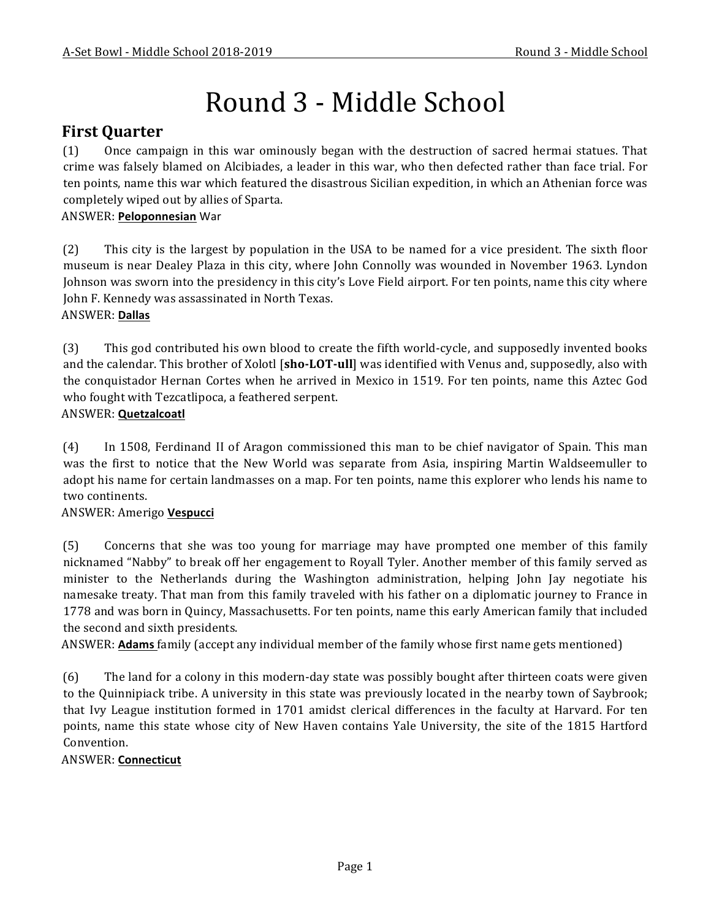# Round 3 - Middle School

## First Quarter

(1) Once campaign in this war ominously began with the destruction of sacred hermai statues. That crime was falsely blamed on Alcibiades, a leader in this war, who then defected rather than face trial. For ten points, name this war which featured the disastrous Sicilian expedition, in which an Athenian force was completely wiped out by allies of Sparta.

ANSWER: **Peloponnesian** War

(2) This city is the largest by population in the USA to be named for a vice president. The sixth floor museum is near Dealey Plaza in this city, where John Connolly was wounded in November 1963. Lyndon Johnson was sworn into the presidency in this city's Love Field airport. For ten points, name this city where John F. Kennedy was assassinated in North Texas.

ANSWER: **Dallas**

(3) This god contributed his own blood to create the fifth world-cycle, and supposedly invented books and the calendar. This brother of Xolotl [**sho-LOT-ull**] was identified with Venus and, supposedly, also with the conquistador Hernan Cortes when he arrived in Mexico in 1519. For ten points, name this Aztec God who fought with Tezcatlipoca, a feathered serpent.

ANSWER: **Quetzalcoatl**

(4) In 1508, Ferdinand II of Aragon commissioned this man to be chief navigator of Spain. This man was the first to notice that the New World was separate from Asia, inspiring Martin Waldseemuller to adopt his name for certain landmasses on a map. For ten points, name this explorer who lends his name to two continents.

ANSWER: Amerigo **Vespucci**

(5) Concerns that she was too young for marriage may have prompted one member of this family nicknamed "Nabby" to break off her engagement to Royall Tyler. Another member of this family served as minister to the Netherlands during the Washington administration, helping John Jay negotiate his namesake treaty. That man from this family traveled with his father on a diplomatic journey to France in 1778 and was born in Quincy, Massachusetts. For ten points, name this early American family that included the second and sixth presidents.

ANSWER: **Adams** family (accept any individual member of the family whose first name gets mentioned)

(6) The land for a colony in this modern-day state was possibly bought after thirteen coats were given to the Quinnipiack tribe. A university in this state was previously located in the nearby town of Saybrook; that Ivy League institution formed in 1701 amidst clerical differences in the faculty at Harvard. For ten points, name this state whose city of New Haven contains Yale University, the site of the 1815 Hartford Convention.

ANSWER: **Connecticut**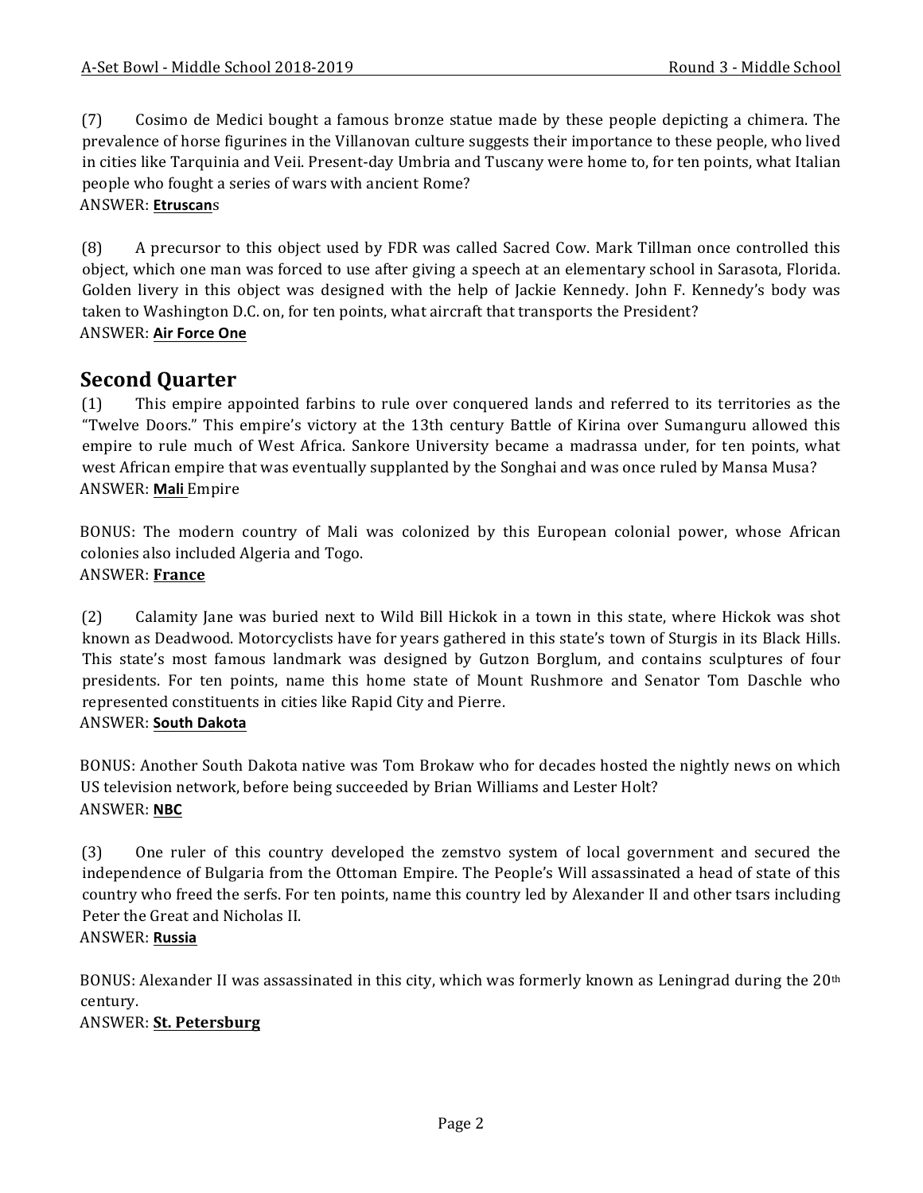(7) Cosimo de Medici bought a famous bronze statue made by these people depicting a chimera. The prevalence of horse figurines in the Villanovan culture suggests their importance to these people, who lived in cities like Tarquinia and Veii. Present-day Umbria and Tuscany were home to, for ten points, what Italian people who fought a series of wars with ancient Rome?
ANSWER: **Etruscan**s

(8) A precursor to this object used by FDR was called Sacred Cow. Mark Tillman once controlled this object, which one man was forced to use after giving a speech at an elementary school in Sarasota, Florida. Golden livery in this object was designed with the help of Jackie Kennedy. John F. Kennedy's body was taken to Washington D.C. on, for ten points, what aircraft that transports the President?
ANSWER: **Air Force One**

## Second Quarter

(1) This empire appointed farbins to rule over conquered lands and referred to its territories as the "Twelve Doors." This empire's victory at the 13th century Battle of Kirina over Sumanguru allowed this empire to rule much of West Africa. Sankore University became a madrassa under, for ten points, what west African empire that was eventually supplanted by the Songhai and was once ruled by Mansa Musa?
ANSWER: **Mali** Empire

BONUS: The modern country of Mali was colonized by this European colonial power, whose African colonies also included Algeria and Togo.
ANSWER: **France**

(2) Calamity Jane was buried next to Wild Bill Hickok in a town in this state, where Hickok was shot known as Deadwood. Motorcyclists have for years gathered in this state's town of Sturgis in its Black Hills. This state's most famous landmark was designed by Gutzon Borglum, and contains sculptures of four presidents. For ten points, name this home state of Mount Rushmore and Senator Tom Daschle who represented constituents in cities like Rapid City and Pierre.
ANSWER: **South Dakota**

BONUS: Another South Dakota native was Tom Brokaw who for decades hosted the nightly news on which US television network, before being succeeded by Brian Williams and Lester Holt?
ANSWER: **NBC**

(3) One ruler of this country developed the zemstvo system of local government and secured the independence of Bulgaria from the Ottoman Empire. The People's Will assassinated a head of state of this country who freed the serfs. For ten points, name this country led by Alexander II and other tsars including Peter the Great and Nicholas II.
ANSWER: **Russia**

BONUS: Alexander II was assassinated in this city, which was formerly known as Leningrad during the 20th century.
ANSWER: **St. Petersburg**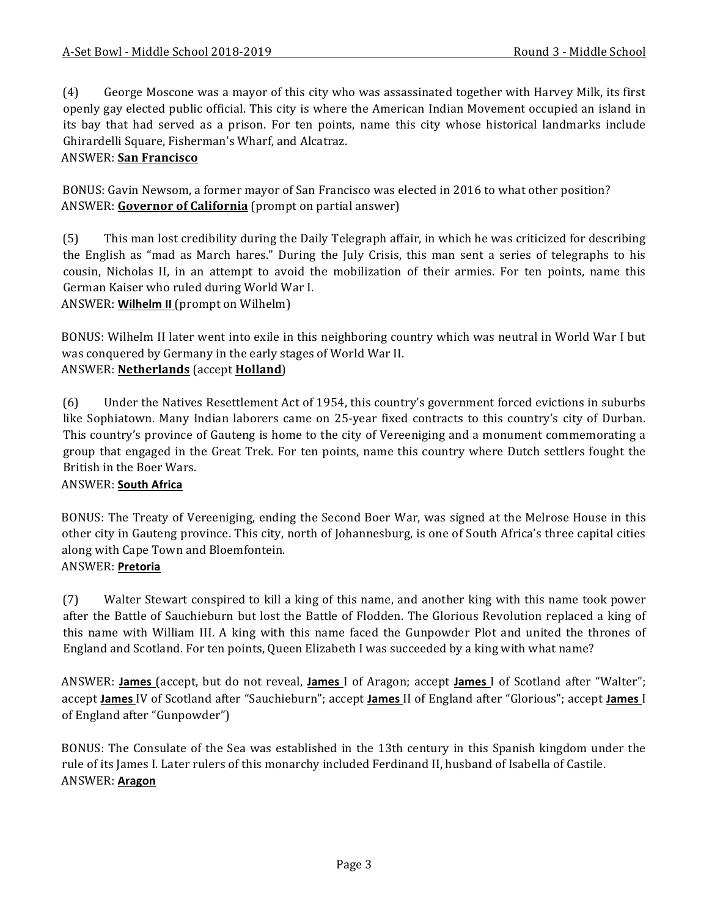(4) George Moscone was a mayor of this city who was assassinated together with Harvey Milk, its first openly gay elected public official. This city is where the American Indian Movement occupied an island in its bay that had served as a prison. For ten points, name this city whose historical landmarks include Ghirardelli Square, Fisherman's Wharf, and Alcatraz.
ANSWER: **San Francisco**

BONUS: Gavin Newsom, a former mayor of San Francisco was elected in 2016 to what other position?
ANSWER: **Governor of California** (prompt on partial answer)

(5) This man lost credibility during the Daily Telegraph affair, in which he was criticized for describing the English as "mad as March hares." During the July Crisis, this man sent a series of telegraphs to his cousin, Nicholas II, in an attempt to avoid the mobilization of their armies. For ten points, name this German Kaiser who ruled during World War I.
ANSWER: **Wilhelm II** (prompt on Wilhelm)

BONUS: Wilhelm II later went into exile in this neighboring country which was neutral in World War I but was conquered by Germany in the early stages of World War II.
ANSWER: **Netherlands** (accept **Holland**)

(6) Under the Natives Resettlement Act of 1954, this country's government forced evictions in suburbs like Sophiatown. Many Indian laborers came on 25-year fixed contracts to this country's city of Durban. This country's province of Gauteng is home to the city of Vereeniging and a monument commemorating a group that engaged in the Great Trek. For ten points, name this country where Dutch settlers fought the British in the Boer Wars.
ANSWER: **South Africa**

BONUS: The Treaty of Vereeniging, ending the Second Boer War, was signed at the Melrose House in this other city in Gauteng province. This city, north of Johannesburg, is one of South Africa's three capital cities along with Cape Town and Bloemfontein.
ANSWER: **Pretoria**

(7) Walter Stewart conspired to kill a king of this name, and another king with this name took power after the Battle of Sauchieburn but lost the Battle of Flodden. The Glorious Revolution replaced a king of this name with William III. A king with this name faced the Gunpowder Plot and united the thrones of England and Scotland. For ten points, Queen Elizabeth I was succeeded by a king with what name?

ANSWER: **James** (accept, but do not reveal, **James** I of Aragon; accept **James** I of Scotland after "Walter"; accept **James** IV of Scotland after "Sauchieburn"; accept **James** II of England after "Glorious"; accept **James** I of England after "Gunpowder")

BONUS: The Consulate of the Sea was established in the 13th century in this Spanish kingdom under the rule of its James I. Later rulers of this monarchy included Ferdinand II, husband of Isabella of Castile.
ANSWER: **Aragon**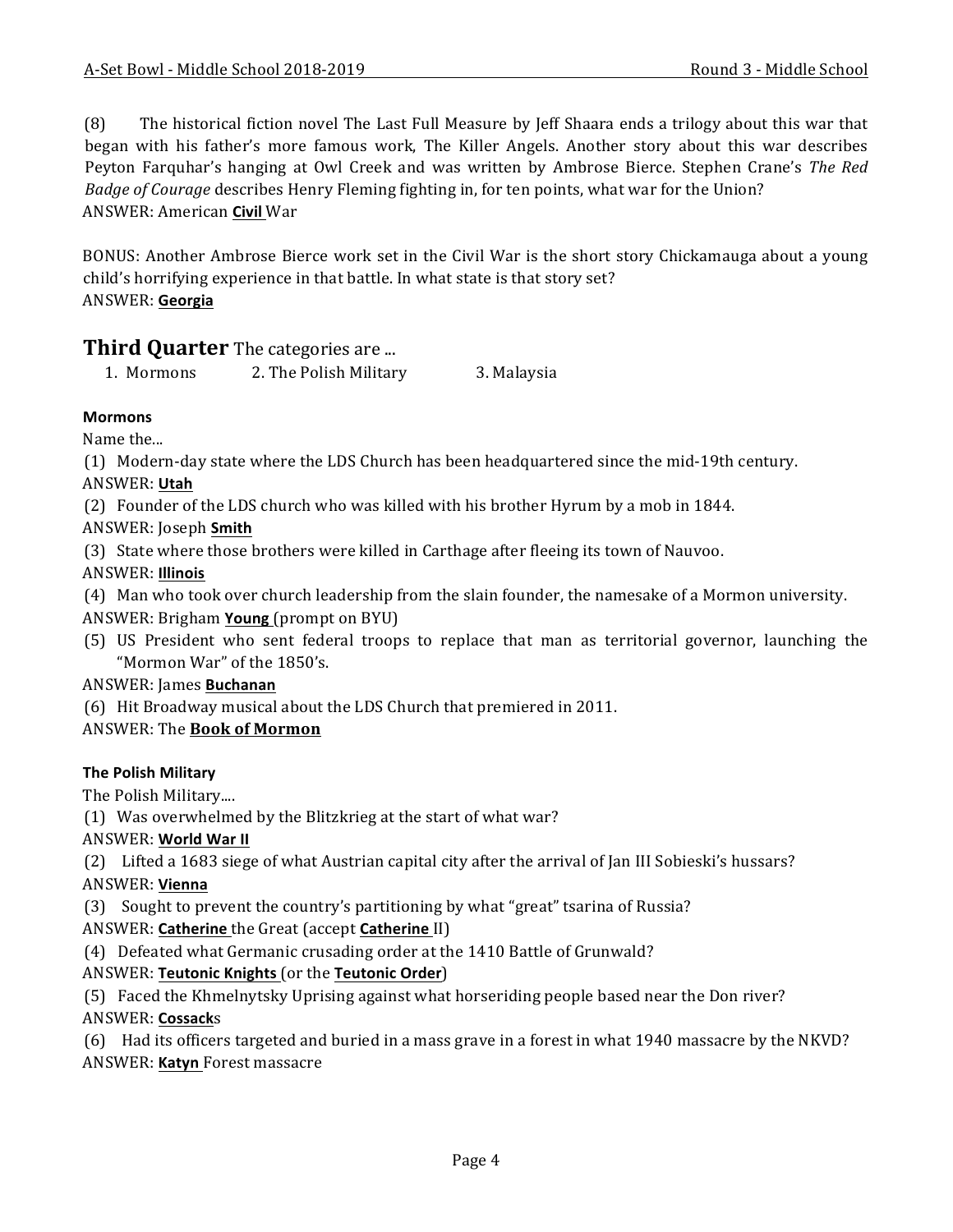(8) The historical fiction novel The Last Full Measure by Jeff Shaara ends a trilogy about this war that began with his father's more famous work, The Killer Angels. Another story about this war describes Peyton Farquhar's hanging at Owl Creek and was written by Ambrose Bierce. Stephen Crane's *The Red Badge of Courage* describes Henry Fleming fighting in, for ten points, what war for the Union?
ANSWER: American **Civil** War

BONUS: Another Ambrose Bierce work set in the Civil War is the short story Chickamauga about a young child's horrifying experience in that battle. In what state is that story set?
ANSWER: **Georgia**

## Third Quarter The categories are ...

1. Mormons 2. The Polish Military 3. Malaysia

**Mormons**

Name the...

(1) Modern-day state where the LDS Church has been headquartered since the mid-19th century.
ANSWER: **Utah**

(2) Founder of the LDS church who was killed with his brother Hyrum by a mob in 1844.
ANSWER: Joseph **Smith**

(3) State where those brothers were killed in Carthage after fleeing its town of Nauvoo.
ANSWER: **Illinois**

(4) Man who took over church leadership from the slain founder, the namesake of a Mormon university.
ANSWER: Brigham **Young** (prompt on BYU)

(5) US President who sent federal troops to replace that man as territorial governor, launching the "Mormon War" of the 1850's.
ANSWER: James **Buchanan**

(6) Hit Broadway musical about the LDS Church that premiered in 2011.
ANSWER: The **Book of Mormon**

**The Polish Military**

The Polish Military....

(1) Was overwhelmed by the Blitzkrieg at the start of what war?
ANSWER: **World War II**

(2) Lifted a 1683 siege of what Austrian capital city after the arrival of Jan III Sobieski's hussars?
ANSWER: **Vienna**

(3) Sought to prevent the country's partitioning by what "great" tsarina of Russia?
ANSWER: **Catherine** the Great (accept **Catherine** II)

(4) Defeated what Germanic crusading order at the 1410 Battle of Grunwald?
ANSWER: **Teutonic Knights** (or the **Teutonic Order**)

(5) Faced the Khmelnytsky Uprising against what horseriding people based near the Don river?
ANSWER: **Cossack**s

(6) Had its officers targeted and buried in a mass grave in a forest in what 1940 massacre by the NKVD?
ANSWER: **Katyn** Forest massacre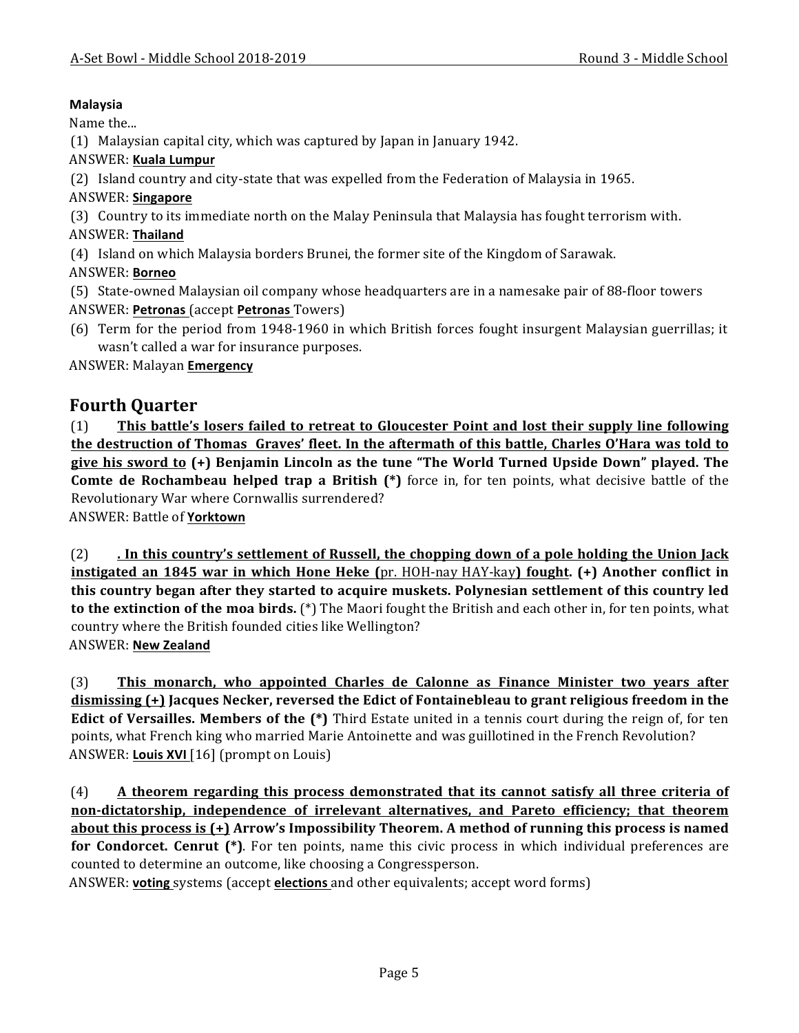**Malaysia**

Name the...

(1) Malaysian capital city, which was captured by Japan in January 1942.

ANSWER: **Kuala Lumpur**

(2) Island country and city-state that was expelled from the Federation of Malaysia in 1965.

ANSWER: **Singapore**

(3) Country to its immediate north on the Malay Peninsula that Malaysia has fought terrorism with.

ANSWER: **Thailand**

(4) Island on which Malaysia borders Brunei, the former site of the Kingdom of Sarawak.

ANSWER: **Borneo**

(5) State-owned Malaysian oil company whose headquarters are in a namesake pair of 88-floor towers

ANSWER: **Petronas** (accept **Petronas** Towers)

(6) Term for the period from 1948-1960 in which British forces fought insurgent Malaysian guerrillas; it wasn't called a war for insurance purposes.

ANSWER: Malayan **Emergency**

## Fourth Quarter

(1) **This battle's losers failed to retreat to Gloucester Point and lost their supply line following the destruction of Thomas Graves' fleet. In the aftermath of this battle, Charles O'Hara was told to give his sword to (+) Benjamin Lincoln as the tune "The World Turned Upside Down" played. The Comte de Rochambeau helped trap a British (*)** force in, for ten points, what decisive battle of the Revolutionary War where Cornwallis surrendered?

ANSWER: Battle of **Yorktown**

(2) **. In this country's settlement of Russell, the chopping down of a pole holding the Union Jack instigated an 1845 war in which Hone Heke (**pr. HOH-nay HAY-kay**) fought. (+) Another conflict in this country began after they started to acquire muskets. Polynesian settlement of this country led to the extinction of the moa birds.** (*) The Maori fought the British and each other in, for ten points, what country where the British founded cities like Wellington?

ANSWER: **New Zealand**

(3) **This monarch, who appointed Charles de Calonne as Finance Minister two years after dismissing (+) Jacques Necker, reversed the Edict of Fontainebleau to grant religious freedom in the Edict of Versailles. Members of the (*)** Third Estate united in a tennis court during the reign of, for ten points, what French king who married Marie Antoinette and was guillotined in the French Revolution?

ANSWER: **Louis XVI** [16] (prompt on Louis)

(4) **A theorem regarding this process demonstrated that its cannot satisfy all three criteria of non-dictatorship, independence of irrelevant alternatives, and Pareto efficiency; that theorem about this process is (+) Arrow's Impossibility Theorem. A method of running this process is named for Condorcet. Cenrut (*)**. For ten points, name this civic process in which individual preferences are counted to determine an outcome, like choosing a Congressperson.

ANSWER: **voting** systems (accept **elections** and other equivalents; accept word forms)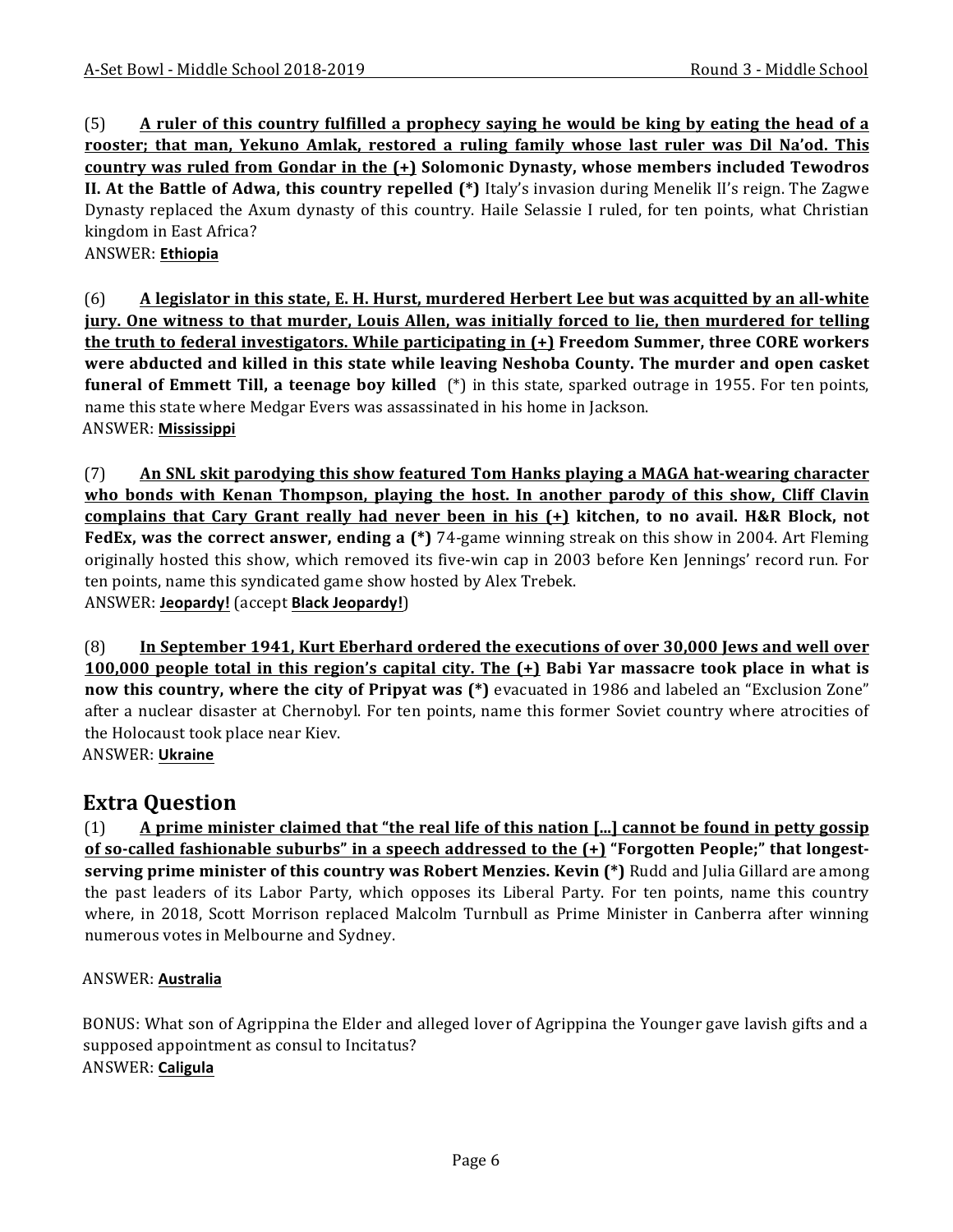(5) **A ruler of this country fulfilled a prophecy saying he would be king by eating the head of a rooster; that man, Yekuno Amlak, restored a ruling family whose last ruler was Dil Na'od. This country was ruled from Gondar in the (+) Solomonic Dynasty, whose members included Tewodros II. At the Battle of Adwa, this country repelled (*)** Italy's invasion during Menelik II's reign. The Zagwe Dynasty replaced the Axum dynasty of this country. Haile Selassie I ruled, for ten points, what Christian kingdom in East Africa?

ANSWER: **Ethiopia**

(6) **A legislator in this state, E. H. Hurst, murdered Herbert Lee but was acquitted by an all-white jury. One witness to that murder, Louis Allen, was initially forced to lie, then murdered for telling the truth to federal investigators. While participating in (+) Freedom Summer, three CORE workers were abducted and killed in this state while leaving Neshoba County. The murder and open casket funeral of Emmett Till, a teenage boy killed** (*) in this state, sparked outrage in 1955. For ten points, name this state where Medgar Evers was assassinated in his home in Jackson.

ANSWER: **Mississippi**

(7) **An SNL skit parodying this show featured Tom Hanks playing a MAGA hat-wearing character who bonds with Kenan Thompson, playing the host. In another parody of this show, Cliff Clavin complains that Cary Grant really had never been in his (+) kitchen, to no avail. H&R Block, not FedEx, was the correct answer, ending a (*)** 74-game winning streak on this show in 2004. Art Fleming originally hosted this show, which removed its five-win cap in 2003 before Ken Jennings' record run. For ten points, name this syndicated game show hosted by Alex Trebek.

ANSWER: **Jeopardy!** (accept **Black Jeopardy!**)

(8) **In September 1941, Kurt Eberhard ordered the executions of over 30,000 Jews and well over 100,000 people total in this region's capital city. The (+) Babi Yar massacre took place in what is now this country, where the city of Pripyat was (*)** evacuated in 1986 and labeled an "Exclusion Zone" after a nuclear disaster at Chernobyl. For ten points, name this former Soviet country where atrocities of the Holocaust took place near Kiev.

ANSWER: **Ukraine**

## Extra Question

(1) **A prime minister claimed that "the real life of this nation [...] cannot be found in petty gossip of so-called fashionable suburbs" in a speech addressed to the (+) "Forgotten People;" that longest-serving prime minister of this country was Robert Menzies. Kevin (*)** Rudd and Julia Gillard are among the past leaders of its Labor Party, which opposes its Liberal Party. For ten points, name this country where, in 2018, Scott Morrison replaced Malcolm Turnbull as Prime Minister in Canberra after winning numerous votes in Melbourne and Sydney.

ANSWER: **Australia**

BONUS: What son of Agrippina the Elder and alleged lover of Agrippina the Younger gave lavish gifts and a supposed appointment as consul to Incitatus?

ANSWER: **Caligula**